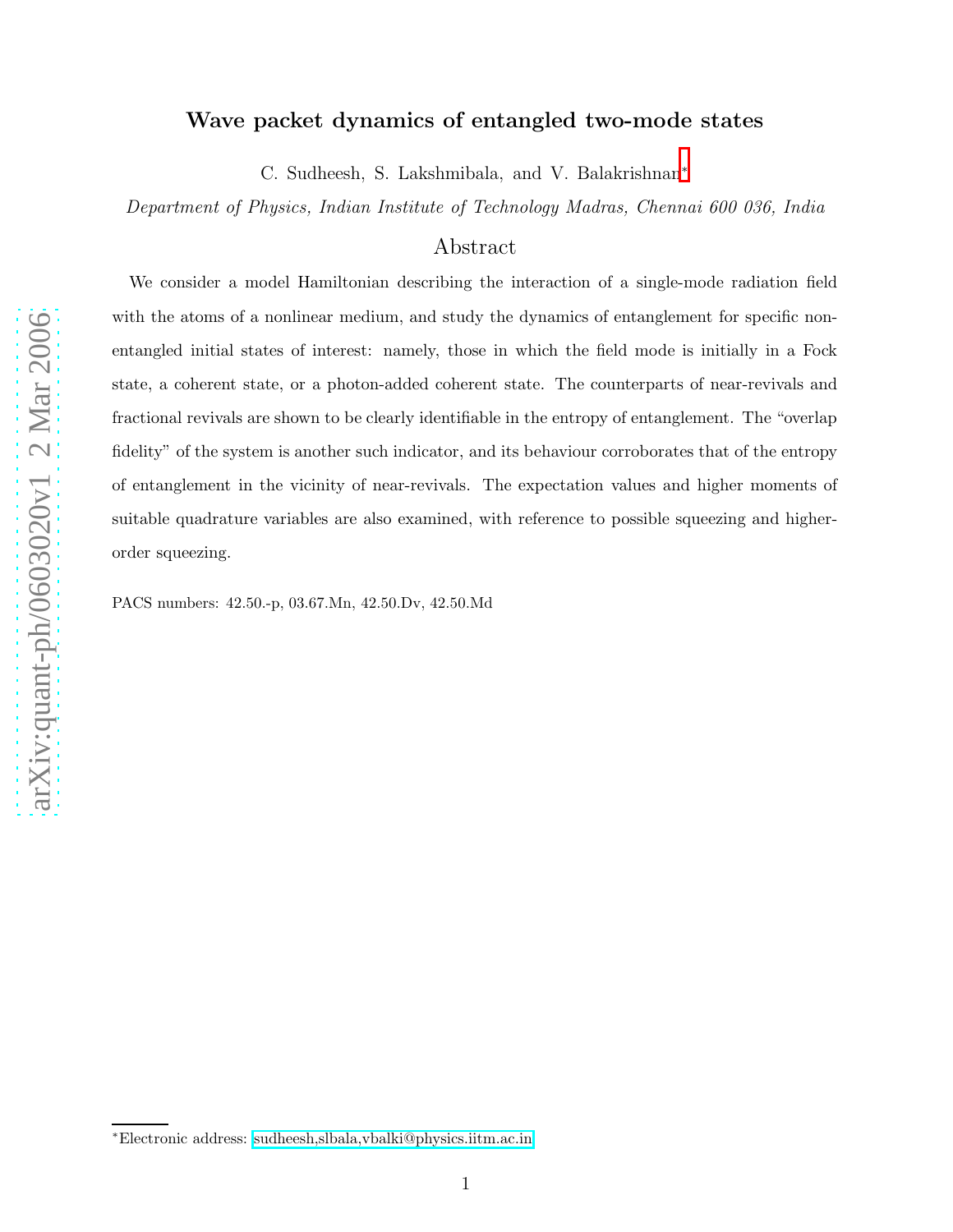# Wave packet dynamics of entangled two-mode states

C. Sudheesh, S. Lakshmibala, and V. Balakrishnan*

*Department of Physics, Indian Institute of Technology Madras, Chennai 600 036, India*

## Abstract

We consider a model Hamiltonian describing the interaction of a single-mode radiation field with the atoms of a nonlinear medium, and study the dynamics of entanglement for specific non-entangled initial states of interest: namely, those in which the field mode is initially in a Fock state, a coherent state, or a photon-added coherent state. The counterparts of near-revivals and fractional revivals are shown to be clearly identifiable in the entropy of entanglement. The "overlap fidelity" of the system is another such indicator, and its behaviour corroborates that of the entropy of entanglement in the vicinity of near-revivals. The expectation values and higher moments of suitable quadrature variables are also examined, with reference to possible squeezing and higher-order squeezing.

PACS numbers: 42.50.-p, 03.67.Mn, 42.50.Dv, 42.50.Md

*Electronic address: sudheesh,slbala,vbalki@physics.iitm.ac.in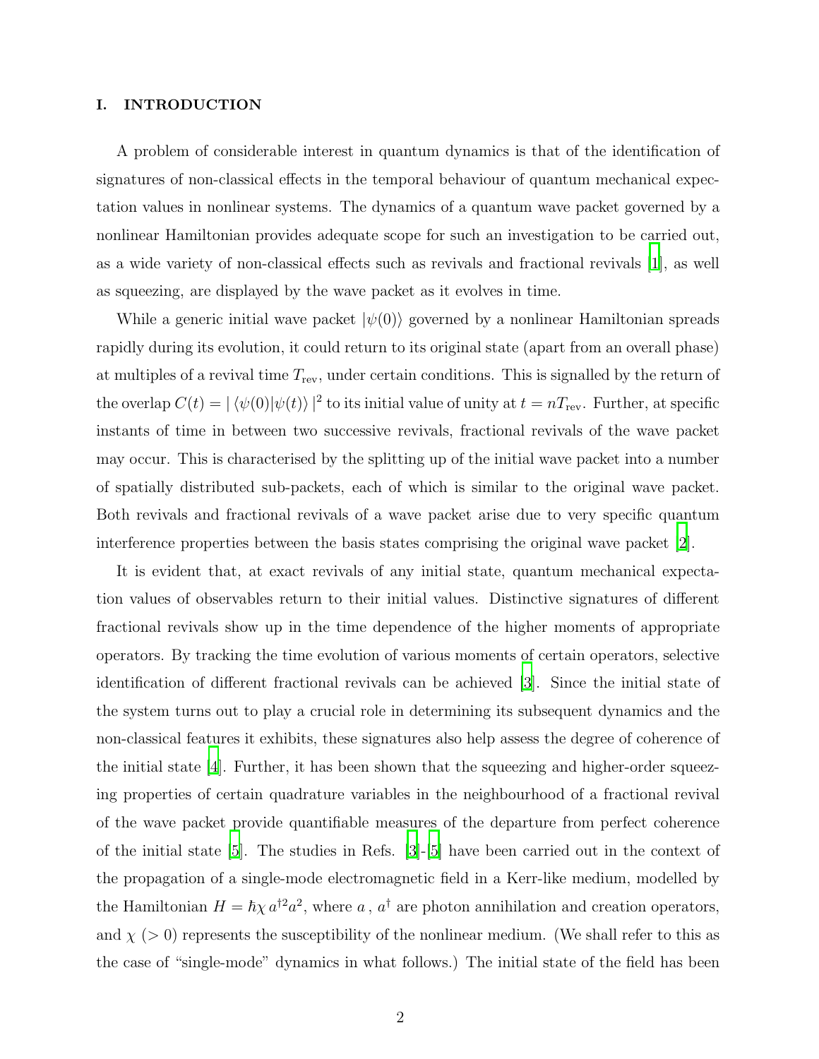## I. INTRODUCTION

A problem of considerable interest in quantum dynamics is that of the identification of signatures of non-classical effects in the temporal behaviour of quantum mechanical expectation values in nonlinear systems. The dynamics of a quantum wave packet governed by a nonlinear Hamiltonian provides adequate scope for such an investigation to be carried out, as a wide variety of non-classical effects such as revivals and fractional revivals [1], as well as squeezing, are displayed by the wave packet as it evolves in time.

While a generic initial wave packet $|\psi(0)\rangle$ governed by a nonlinear Hamiltonian spreads rapidly during its evolution, it could return to its original state (apart from an overall phase) at multiples of a revival time $T_{\text{rev}}$, under certain conditions. This is signalled by the return of the overlap $C(t) = |\langle\psi(0)|\psi(t)\rangle|^2$ to its initial value of unity at $t = nT_{\text{rev}}$. Further, at specific instants of time in between two successive revivals, fractional revivals of the wave packet may occur. This is characterised by the splitting up of the initial wave packet into a number of spatially distributed sub-packets, each of which is similar to the original wave packet. Both revivals and fractional revivals of a wave packet arise due to very specific quantum interference properties between the basis states comprising the original wave packet [2].

It is evident that, at exact revivals of any initial state, quantum mechanical expectation values of observables return to their initial values. Distinctive signatures of different fractional revivals show up in the time dependence of the higher moments of appropriate operators. By tracking the time evolution of various moments of certain operators, selective identification of different fractional revivals can be achieved [3]. Since the initial state of the system turns out to play a crucial role in determining its subsequent dynamics and the non-classical features it exhibits, these signatures also help assess the degree of coherence of the initial state [4]. Further, it has been shown that the squeezing and higher-order squeezing properties of certain quadrature variables in the neighbourhood of a fractional revival of the wave packet provide quantifiable measures of the departure from perfect coherence of the initial state [5]. The studies in Refs. [3]-[5] have been carried out in the context of the propagation of a single-mode electromagnetic field in a Kerr-like medium, modelled by the Hamiltonian $H = \hbar\chi\, a^{\dagger 2} a^2$, where $a$ , $a^\dagger$ are photon annihilation and creation operators, and $\chi$ ($> 0$) represents the susceptibility of the nonlinear medium. (We shall refer to this as the case of "single-mode" dynamics in what follows.) The initial state of the field has been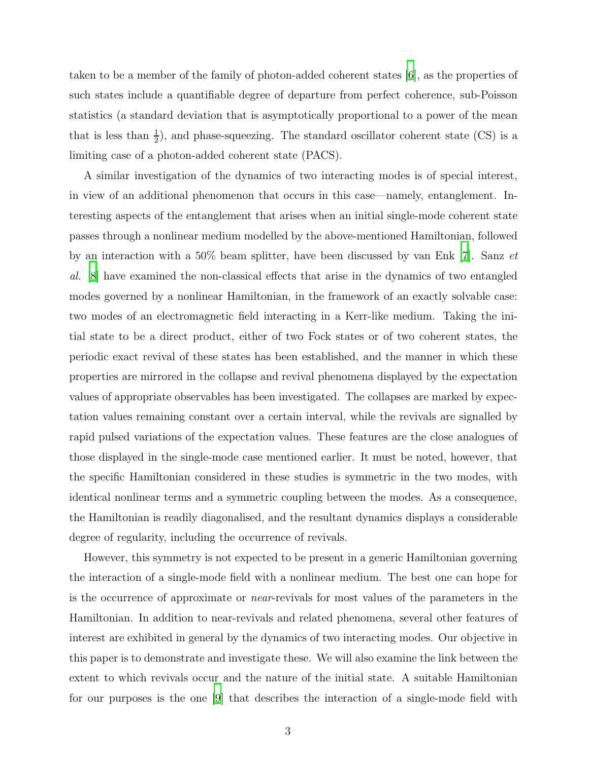taken to be a member of the family of photon-added coherent states [6], as the properties of such states include a quantifiable degree of departure from perfect coherence, sub-Poisson statistics (a standard deviation that is asymptotically proportional to a power of the mean that is less than $\frac{1}{2}$), and phase-squeezing. The standard oscillator coherent state (CS) is a limiting case of a photon-added coherent state (PACS).

A similar investigation of the dynamics of two interacting modes is of special interest, in view of an additional phenomenon that occurs in this case—namely, entanglement. Interesting aspects of the entanglement that arises when an initial single-mode coherent state passes through a nonlinear medium modelled by the above-mentioned Hamiltonian, followed by an interaction with a 50% beam splitter, have been discussed by van Enk [7]. Sanz *et al.* [8] have examined the non-classical effects that arise in the dynamics of two entangled modes governed by a nonlinear Hamiltonian, in the framework of an exactly solvable case: two modes of an electromagnetic field interacting in a Kerr-like medium. Taking the initial state to be a direct product, either of two Fock states or of two coherent states, the periodic exact revival of these states has been established, and the manner in which these properties are mirrored in the collapse and revival phenomena displayed by the expectation values of appropriate observables has been investigated. The collapses are marked by expectation values remaining constant over a certain interval, while the revivals are signalled by rapid pulsed variations of the expectation values. These features are the close analogues of those displayed in the single-mode case mentioned earlier. It must be noted, however, that the specific Hamiltonian considered in these studies is symmetric in the two modes, with identical nonlinear terms and a symmetric coupling between the modes. As a consequence, the Hamiltonian is readily diagonalised, and the resultant dynamics displays a considerable degree of regularity, including the occurrence of revivals.

However, this symmetry is not expected to be present in a generic Hamiltonian governing the interaction of a single-mode field with a nonlinear medium. The best one can hope for is the occurrence of approximate or *near*-revivals for most values of the parameters in the Hamiltonian. In addition to near-revivals and related phenomena, several other features of interest are exhibited in general by the dynamics of two interacting modes. Our objective in this paper is to demonstrate and investigate these. We will also examine the link between the extent to which revivals occur and the nature of the initial state. A suitable Hamiltonian for our purposes is the one [9] that describes the interaction of a single-mode field with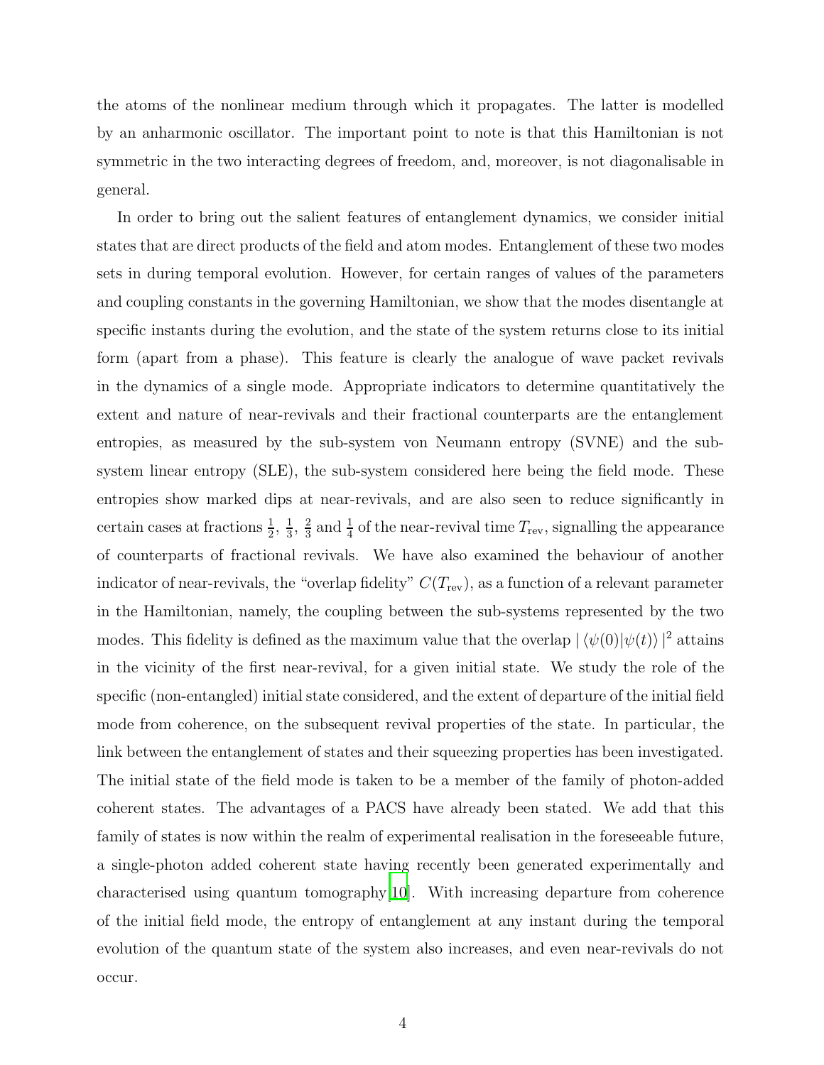the atoms of the nonlinear medium through which it propagates. The latter is modelled by an anharmonic oscillator. The important point to note is that this Hamiltonian is not symmetric in the two interacting degrees of freedom, and, moreover, is not diagonalisable in general.

In order to bring out the salient features of entanglement dynamics, we consider initial states that are direct products of the field and atom modes. Entanglement of these two modes sets in during temporal evolution. However, for certain ranges of values of the parameters and coupling constants in the governing Hamiltonian, we show that the modes disentangle at specific instants during the evolution, and the state of the system returns close to its initial form (apart from a phase). This feature is clearly the analogue of wave packet revivals in the dynamics of a single mode. Appropriate indicators to determine quantitatively the extent and nature of near-revivals and their fractional counterparts are the entanglement entropies, as measured by the sub-system von Neumann entropy (SVNE) and the sub-system linear entropy (SLE), the sub-system considered here being the field mode. These entropies show marked dips at near-revivals, and are also seen to reduce significantly in certain cases at fractions $\frac{1}{2}$, $\frac{1}{3}$, $\frac{2}{3}$ and $\frac{1}{4}$ of the near-revival time $T_{\rm rev}$, signalling the appearance of counterparts of fractional revivals. We have also examined the behaviour of another indicator of near-revivals, the "overlap fidelity" $C(T_{\rm rev})$, as a function of a relevant parameter in the Hamiltonian, namely, the coupling between the sub-systems represented by the two modes. This fidelity is defined as the maximum value that the overlap $|\langle\psi(0)|\psi(t)\rangle|^2$ attains in the vicinity of the first near-revival, for a given initial state. We study the role of the specific (non-entangled) initial state considered, and the extent of departure of the initial field mode from coherence, on the subsequent revival properties of the state. In particular, the link between the entanglement of states and their squeezing properties has been investigated. The initial state of the field mode is taken to be a member of the family of photon-added coherent states. The advantages of a PACS have already been stated. We add that this family of states is now within the realm of experimental realisation in the foreseeable future, a single-photon added coherent state having recently been generated experimentally and characterised using quantum tomography [10]. With increasing departure from coherence of the initial field mode, the entropy of entanglement at any instant during the temporal evolution of the quantum state of the system also increases, and even near-revivals do not occur.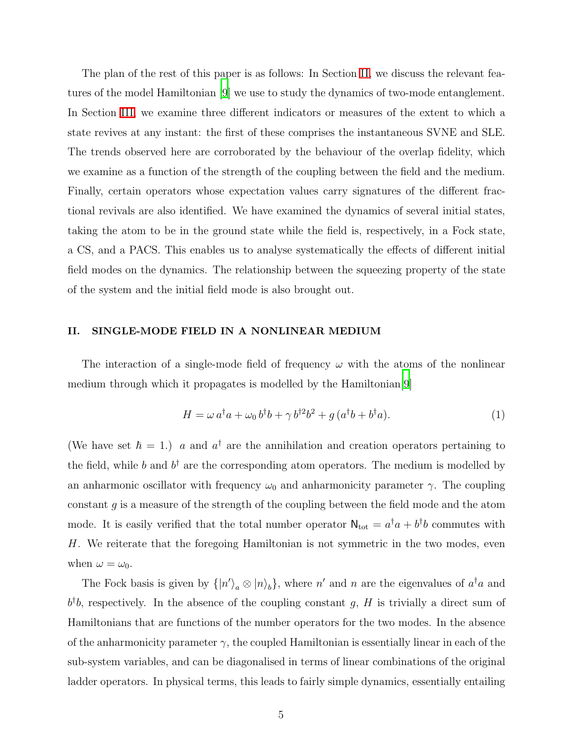The plan of the rest of this paper is as follows: In Section II, we discuss the relevant features of the model Hamiltonian [9] we use to study the dynamics of two-mode entanglement. In Section III, we examine three different indicators or measures of the extent to which a state revives at any instant: the first of these comprises the instantaneous SVNE and SLE. The trends observed here are corroborated by the behaviour of the overlap fidelity, which we examine as a function of the strength of the coupling between the field and the medium. Finally, certain operators whose expectation values carry signatures of the different fractional revivals are also identified. We have examined the dynamics of several initial states, taking the atom to be in the ground state while the field is, respectively, in a Fock state, a CS, and a PACS. This enables us to analyse systematically the effects of different initial field modes on the dynamics. The relationship between the squeezing property of the state of the system and the initial field mode is also brought out.

## II. SINGLE-MODE FIELD IN A NONLINEAR MEDIUM

The interaction of a single-mode field of frequency $\omega$ with the atoms of the nonlinear medium through which it propagates is modelled by the Hamiltonian[9]

$$H = \omega\, a^{\dagger}a + \omega_0\, b^{\dagger}b + \gamma\, b^{\dagger 2}b^2 + g\,(a^{\dagger}b + b^{\dagger}a). \tag{1}$$

(We have set $\hbar = 1$.) $a$ and $a^{\dagger}$ are the annihilation and creation operators pertaining to the field, while $b$ and $b^{\dagger}$ are the corresponding atom operators. The medium is modelled by an anharmonic oscillator with frequency $\omega_0$ and anharmonicity parameter $\gamma$. The coupling constant $g$ is a measure of the strength of the coupling between the field mode and the atom mode. It is easily verified that the total number operator $\mathsf{N}_{\text{tot}} = a^{\dagger}a + b^{\dagger}b$ commutes with $H$. We reiterate that the foregoing Hamiltonian is not symmetric in the two modes, even when $\omega = \omega_0$.

The Fock basis is given by $\{|n'\rangle_a \otimes |n\rangle_b\}$, where $n'$ and $n$ are the eigenvalues of $a^{\dagger}a$ and $b^{\dagger}b$, respectively. In the absence of the coupling constant $g$, $H$ is trivially a direct sum of Hamiltonians that are functions of the number operators for the two modes. In the absence of the anharmonicity parameter $\gamma$, the coupled Hamiltonian is essentially linear in each of the sub-system variables, and can be diagonalised in terms of linear combinations of the original ladder operators. In physical terms, this leads to fairly simple dynamics, essentially entailing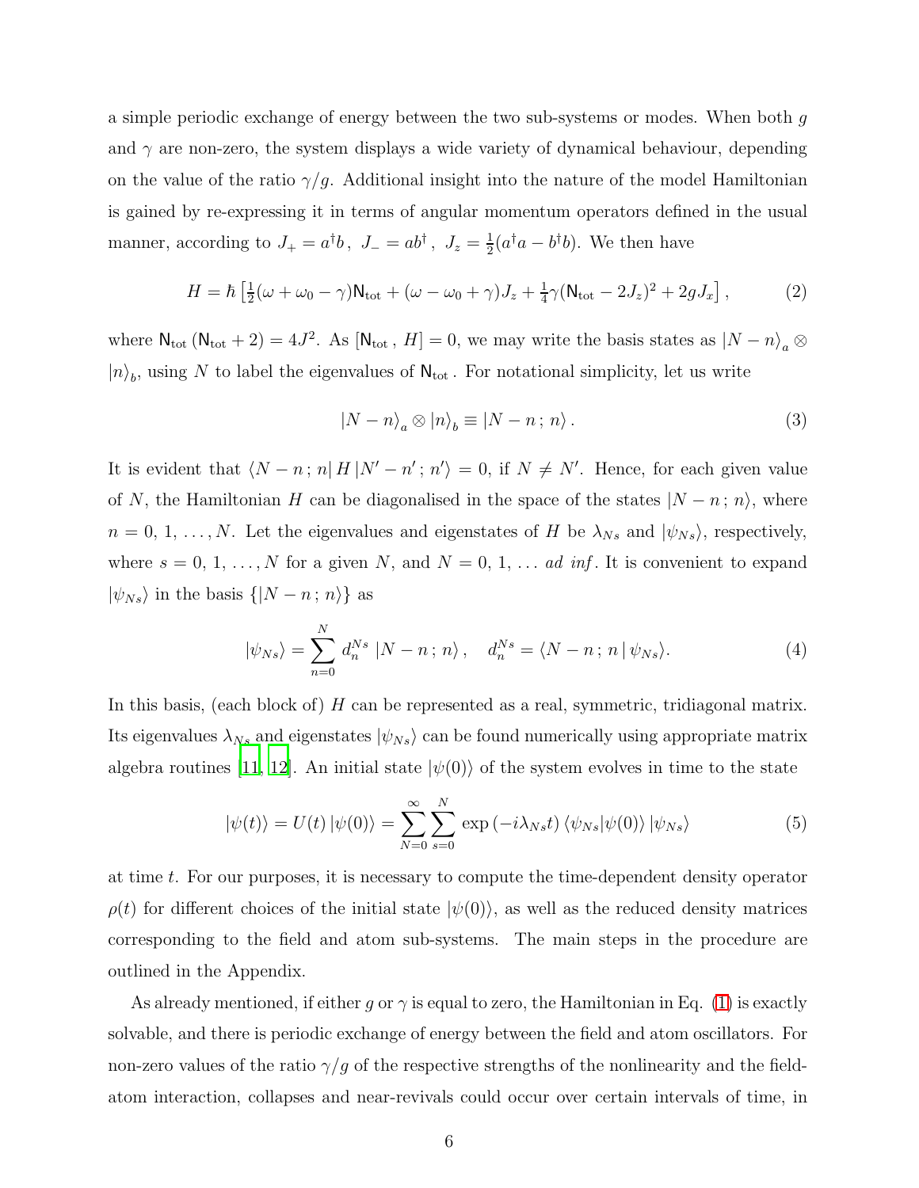a simple periodic exchange of energy between the two sub-systems or modes. When both $g$ and $\gamma$ are non-zero, the system displays a wide variety of dynamical behaviour, depending on the value of the ratio $\gamma/g$. Additional insight into the nature of the model Hamiltonian is gained by re-expressing it in terms of angular momentum operators defined in the usual manner, according to $J_+ = a^\dagger b\,,\; J_- = ab^\dagger\,,\; J_z = \frac{1}{2}(a^\dagger a - b^\dagger b)$. We then have

$$H = \hbar\left[\tfrac{1}{2}(\omega + \omega_0 - \gamma)\mathsf{N}_{\rm tot} + (\omega - \omega_0 + \gamma)J_z + \tfrac{1}{4}\gamma(\mathsf{N}_{\rm tot} - 2J_z)^2 + 2gJ_x\right], \tag{2}$$

where $\mathsf{N}_{\rm tot}\,(\mathsf{N}_{\rm tot} + 2) = 4J^2$. As $[\mathsf{N}_{\rm tot}\,,\, H] = 0$, we may write the basis states as $|N - n\rangle_a \otimes |n\rangle_b$, using $N$ to label the eigenvalues of $\mathsf{N}_{\rm tot}$. For notational simplicity, let us write

$$|N - n\rangle_a \otimes |n\rangle_b \equiv |N - n\,;\, n\rangle\,. \tag{3}$$

It is evident that $\langle N - n\,;\, n|\, H\, |N' - n'\,;\, n'\rangle = 0$, if $N \neq N'$. Hence, for each given value of $N$, the Hamiltonian $H$ can be diagonalised in the space of the states $|N - n\,;\, n\rangle$, where $n = 0,\, 1,\, \ldots, N$. Let the eigenvalues and eigenstates of $H$ be $\lambda_{Ns}$ and $|\psi_{Ns}\rangle$, respectively, where $s = 0,\, 1,\, \ldots, N$ for a given $N$, and $N = 0,\, 1,\, \ldots$ *ad inf*. It is convenient to expand $|\psi_{Ns}\rangle$ in the basis $\{|N - n\,;\, n\rangle\}$ as

$$|\psi_{Ns}\rangle = \sum_{n=0}^{N} d_n^{Ns}\; |N - n\,;\, n\rangle\,, \quad d_n^{Ns} = \langle N - n\,;\, n\,|\, \psi_{Ns}\rangle. \tag{4}$$

In this basis, (each block of) $H$ can be represented as a real, symmetric, tridiagonal matrix. Its eigenvalues $\lambda_{Ns}$ and eigenstates $|\psi_{Ns}\rangle$ can be found numerically using appropriate matrix algebra routines [11, 12]. An initial state $|\psi(0)\rangle$ of the system evolves in time to the state

$$|\psi(t)\rangle = U(t)\,|\psi(0)\rangle = \sum_{N=0}^{\infty}\sum_{s=0}^{N} \exp\left(-i\lambda_{Ns}t\right)\langle\psi_{Ns}|\psi(0)\rangle\,|\psi_{Ns}\rangle \tag{5}$$

at time $t$. For our purposes, it is necessary to compute the time-dependent density operator $\rho(t)$ for different choices of the initial state $|\psi(0)\rangle$, as well as the reduced density matrices corresponding to the field and atom sub-systems. The main steps in the procedure are outlined in the Appendix.

As already mentioned, if either $g$ or $\gamma$ is equal to zero, the Hamiltonian in Eq. (1) is exactly solvable, and there is periodic exchange of energy between the field and atom oscillators. For non-zero values of the ratio $\gamma/g$ of the respective strengths of the nonlinearity and the field-atom interaction, collapses and near-revivals could occur over certain intervals of time, in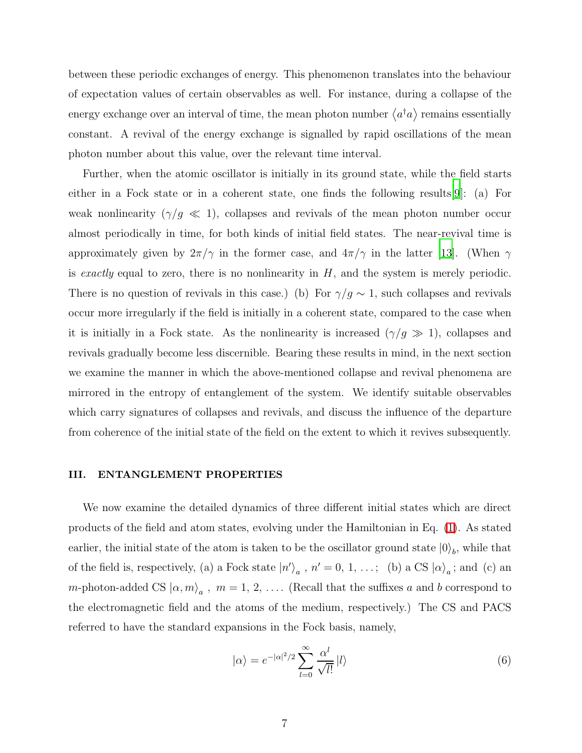between these periodic exchanges of energy. This phenomenon translates into the behaviour of expectation values of certain observables as well. For instance, during a collapse of the energy exchange over an interval of time, the mean photon number $\langle a^\dagger a \rangle$ remains essentially constant. A revival of the energy exchange is signalled by rapid oscillations of the mean photon number about this value, over the relevant time interval.

Further, when the atomic oscillator is initially in its ground state, while the field starts either in a Fock state or in a coherent state, one finds the following results[9]: (a) For weak nonlinearity ($\gamma/g \ll 1$), collapses and revivals of the mean photon number occur almost periodically in time, for both kinds of initial field states. The near-revival time is approximately given by $2\pi/\gamma$ in the former case, and $4\pi/\gamma$ in the latter [13]. (When $\gamma$ is *exactly* equal to zero, there is no nonlinearity in $H$, and the system is merely periodic. There is no question of revivals in this case.) (b) For $\gamma/g \sim 1$, such collapses and revivals occur more irregularly if the field is initially in a coherent state, compared to the case when it is initially in a Fock state. As the nonlinearity is increased ($\gamma/g \gg 1$), collapses and revivals gradually become less discernible. Bearing these results in mind, in the next section we examine the manner in which the above-mentioned collapse and revival phenomena are mirrored in the entropy of entanglement of the system. We identify suitable observables which carry signatures of collapses and revivals, and discuss the influence of the departure from coherence of the initial state of the field on the extent to which it revives subsequently.

## III. ENTANGLEMENT PROPERTIES

We now examine the detailed dynamics of three different initial states which are direct products of the field and atom states, evolving under the Hamiltonian in Eq. (1). As stated earlier, the initial state of the atom is taken to be the oscillator ground state $|0\rangle_b$, while that of the field is, respectively, (a) a Fock state $|n'\rangle_a$ , $n' = 0, 1, \ldots$; (b) a CS $|\alpha\rangle_a$; and (c) an $m$-photon-added CS $|\alpha, m\rangle_a$ , $m = 1, 2, \ldots$. (Recall that the suffixes $a$ and $b$ correspond to the electromagnetic field and the atoms of the medium, respectively.) The CS and PACS referred to have the standard expansions in the Fock basis, namely,

$$|\alpha\rangle = e^{-|\alpha|^2/2} \sum_{l=0}^{\infty} \frac{\alpha^l}{\sqrt{l!}} |l\rangle \tag{6}$$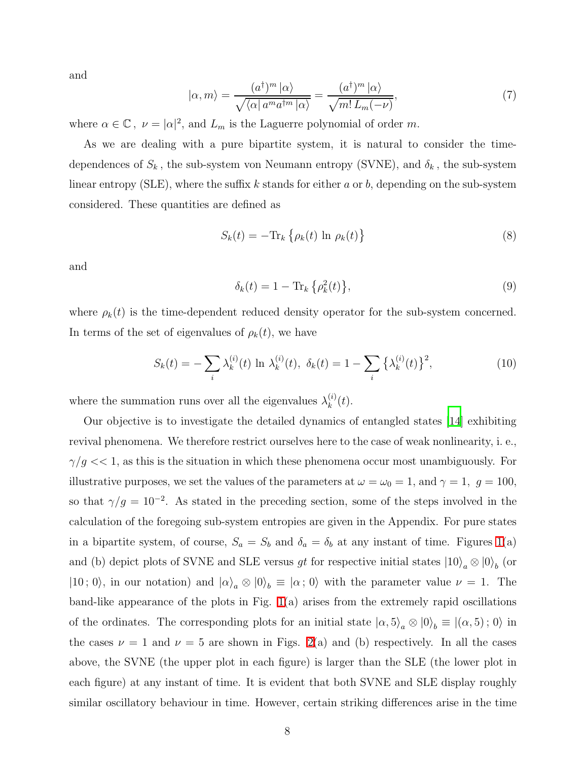and

$$|\alpha, m\rangle = \frac{(a^\dagger)^m\,|\alpha\rangle}{\sqrt{\langle\alpha|\,a^m a^{\dagger m}\,|\alpha\rangle}} = \frac{(a^\dagger)^m\,|\alpha\rangle}{\sqrt{m!\,L_m(-\nu)}}, \tag{7}$$

where $\alpha \in \mathbb{C}\,,\ \nu = |\alpha|^2$, and $L_m$ is the Laguerre polynomial of order $m$.

As we are dealing with a pure bipartite system, it is natural to consider the time-dependences of $S_k$ , the sub-system von Neumann entropy (SVNE), and $\delta_k$ , the sub-system linear entropy (SLE), where the suffix $k$ stands for either $a$ or $b$, depending on the sub-system considered. These quantities are defined as

$$S_k(t) = -\text{Tr}_k\left\{\rho_k(t)\,\ln\,\rho_k(t)\right\} \tag{8}$$

and

$$\delta_k(t) = 1 - \text{Tr}_k\left\{\rho_k^2(t)\right\}, \tag{9}$$

where $\rho_k(t)$ is the time-dependent reduced density operator for the sub-system concerned. In terms of the set of eigenvalues of $\rho_k(t)$, we have

$$S_k(t) = -\sum_i \lambda_k^{(i)}(t)\,\ln\,\lambda_k^{(i)}(t),\ \delta_k(t) = 1 - \sum_i \left\{\lambda_k^{(i)}(t)\right\}^2, \tag{10}$$

where the summation runs over all the eigenvalues $\lambda_k^{(i)}(t)$.

Our objective is to investigate the detailed dynamics of entangled states [14] exhibiting revival phenomena. We therefore restrict ourselves here to the case of weak nonlinearity, i. e., $\gamma/g << 1$, as this is the situation in which these phenomena occur most unambiguously. For illustrative purposes, we set the values of the parameters at $\omega = \omega_0 = 1$, and $\gamma = 1,\ g = 100$, so that $\gamma/g = 10^{-2}$. As stated in the preceding section, some of the steps involved in the calculation of the foregoing sub-system entropies are given in the Appendix. For pure states in a bipartite system, of course, $S_a = S_b$ and $\delta_a = \delta_b$ at any instant of time. Figures 1(a) and (b) depict plots of SVNE and SLE versus $gt$ for respective initial states $|10\rangle_a \otimes |0\rangle_b$ (or $|10\,;0\rangle$, in our notation) and $|\alpha\rangle_a \otimes |0\rangle_b \equiv |\alpha\,;0\rangle$ with the parameter value $\nu = 1$. The band-like appearance of the plots in Fig. 1(a) arises from the extremely rapid oscillations of the ordinates. The corresponding plots for an initial state $|\alpha, 5\rangle_a \otimes |0\rangle_b \equiv |(\alpha, 5)\,;0\rangle$ in the cases $\nu = 1$ and $\nu = 5$ are shown in Figs. 2(a) and (b) respectively. In all the cases above, the SVNE (the upper plot in each figure) is larger than the SLE (the lower plot in each figure) at any instant of time. It is evident that both SVNE and SLE display roughly similar oscillatory behaviour in time. However, certain striking differences arise in the time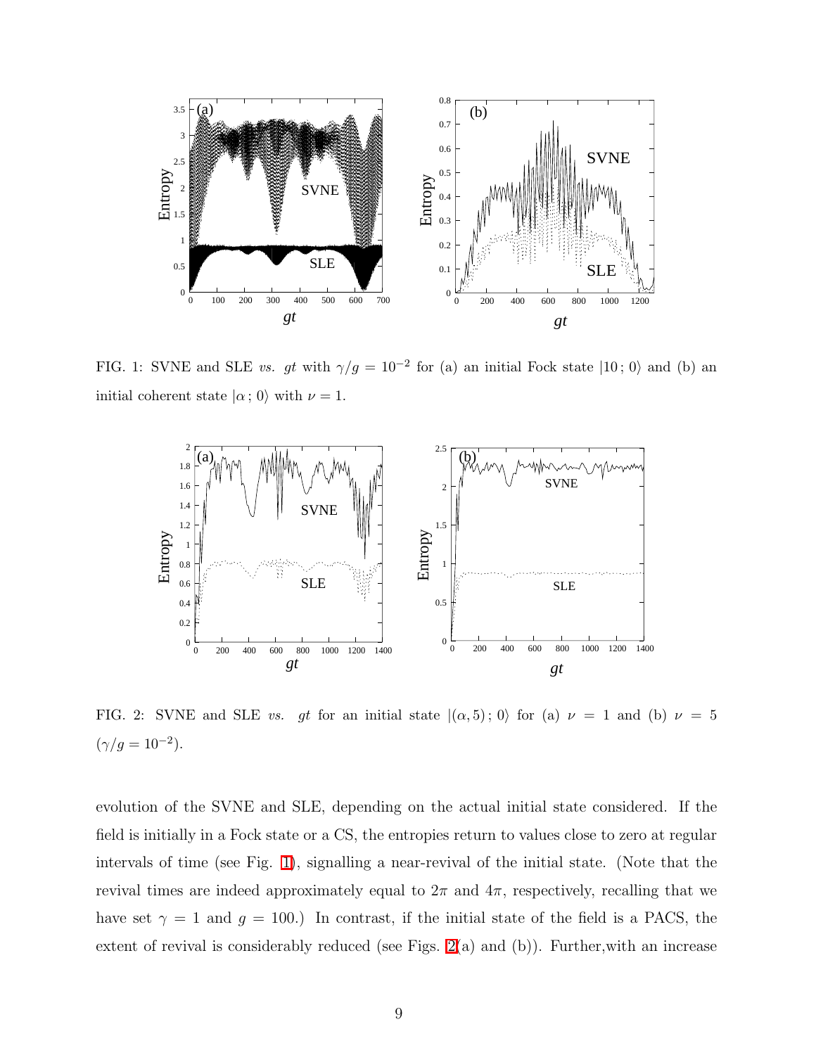FIG. 1: SVNE and SLE *vs.* $gt$ with $\gamma/g = 10^{-2}$ for (a) an initial Fock state $|10\,;\,0\rangle$ and (b) an initial coherent state $|\alpha\,;\,0\rangle$ with $\nu = 1$.

FIG. 2: SVNE and SLE *vs.* $gt$ for an initial state $|(\alpha, 5)\,;\,0\rangle$ for (a) $\nu = 1$ and (b) $\nu = 5$ ($\gamma/g = 10^{-2}$).

evolution of the SVNE and SLE, depending on the actual initial state considered. If the field is initially in a Fock state or a CS, the entropies return to values close to zero at regular intervals of time (see Fig. 1), signalling a near-revival of the initial state. (Note that the revival times are indeed approximately equal to $2\pi$ and $4\pi$, respectively, recalling that we have set $\gamma = 1$ and $g = 100$.) In contrast, if the initial state of the field is a PACS, the extent of revival is considerably reduced (see Figs. 2(a) and (b)). Further,with an increase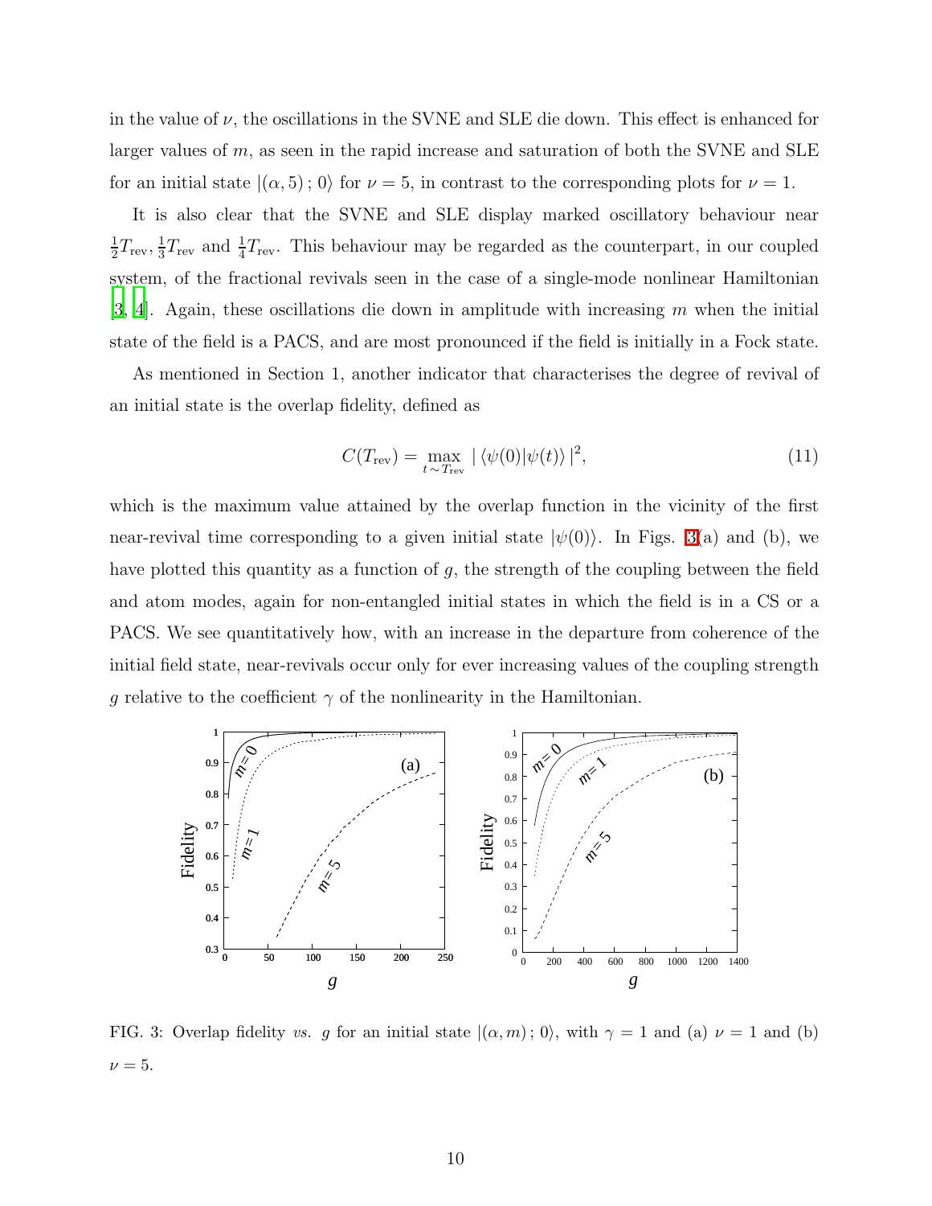in the value of $\nu$, the oscillations in the SVNE and SLE die down. This effect is enhanced for larger values of $m$, as seen in the rapid increase and saturation of both the SVNE and SLE for an initial state $|(\alpha, 5)\,;\,0\rangle$ for $\nu = 5$, in contrast to the corresponding plots for $\nu = 1$.

It is also clear that the SVNE and SLE display marked oscillatory behaviour near $\frac{1}{2}T_{\rm rev}, \frac{1}{3}T_{\rm rev}$ and $\frac{1}{4}T_{\rm rev}$. This behaviour may be regarded as the counterpart, in our coupled system, of the fractional revivals seen in the case of a single-mode nonlinear Hamiltonian [3, 4]. Again, these oscillations die down in amplitude with increasing $m$ when the initial state of the field is a PACS, and are most pronounced if the field is initially in a Fock state.

As mentioned in Section 1, another indicator that characterises the degree of revival of an initial state is the overlap fidelity, defined as

$$C(T_{\rm rev}) = \max_{t \sim T_{\rm rev}} \,|\,\langle\psi(0)|\psi(t)\rangle\,|^2, \tag{11}$$

which is the maximum value attained by the overlap function in the vicinity of the first near-revival time corresponding to a given initial state $|\psi(0)\rangle$. In Figs. 3(a) and (b), we have plotted this quantity as a function of $g$, the strength of the coupling between the field and atom modes, again for non-entangled initial states in which the field is in a CS or a PACS. We see quantitatively how, with an increase in the departure from coherence of the initial field state, near-revivals occur only for ever increasing values of the coupling strength $g$ relative to the coefficient $\gamma$ of the nonlinearity in the Hamiltonian.

FIG. 3: Overlap fidelity *vs.* $g$ for an initial state $|(\alpha, m)\,;\,0\rangle$, with $\gamma = 1$ and (a) $\nu = 1$ and (b) $\nu = 5$.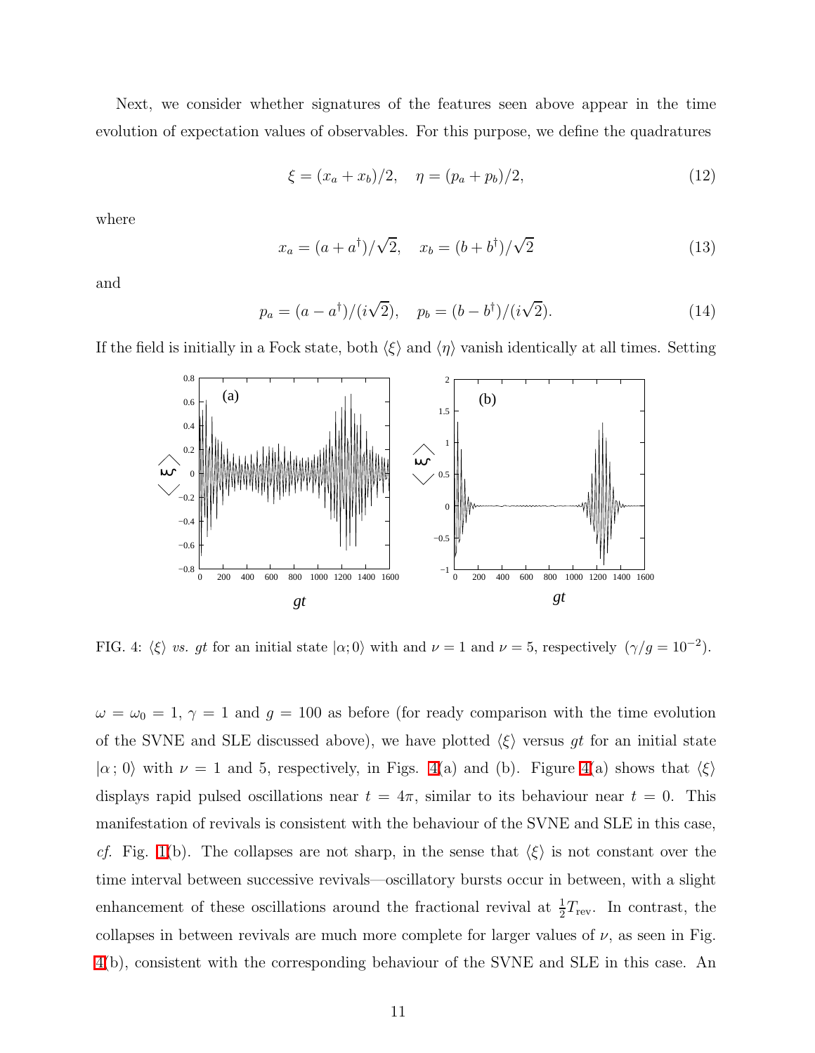Next, we consider whether signatures of the features seen above appear in the time evolution of expectation values of observables. For this purpose, we define the quadratures

$$\xi = (x_a + x_b)/2, \quad \eta = (p_a + p_b)/2, \tag{12}$$

where

$$x_a = (a + a^\dagger)/\sqrt{2}, \quad x_b = (b + b^\dagger)/\sqrt{2} \tag{13}$$

and

$$p_a = (a - a^\dagger)/(i\sqrt{2}), \quad p_b = (b - b^\dagger)/(i\sqrt{2}). \tag{14}$$

If the field is initially in a Fock state, both $\langle \xi \rangle$ and $\langle \eta \rangle$ vanish identically at all times. Setting

FIG. 4: $\langle \xi \rangle$ *vs.* $gt$ for an initial state $|\alpha; 0\rangle$ with and $\nu = 1$ and $\nu = 5$, respectively $(\gamma/g = 10^{-2})$.

$\omega = \omega_0 = 1$, $\gamma = 1$ and $g = 100$ as before (for ready comparison with the time evolution of the SVNE and SLE discussed above), we have plotted $\langle \xi \rangle$ versus $gt$ for an initial state $|\alpha\,; 0\rangle$ with $\nu = 1$ and 5, respectively, in Figs. 4(a) and (b). Figure 4(a) shows that $\langle \xi \rangle$ displays rapid pulsed oscillations near $t = 4\pi$, similar to its behaviour near $t = 0$. This manifestation of revivals is consistent with the behaviour of the SVNE and SLE in this case, *cf.* Fig. 1(b). The collapses are not sharp, in the sense that $\langle \xi \rangle$ is not constant over the time interval between successive revivals—oscillatory bursts occur in between, with a slight enhancement of these oscillations around the fractional revival at $\frac{1}{2}T_{\text{rev}}$. In contrast, the collapses in between revivals are much more complete for larger values of $\nu$, as seen in Fig. 4(b), consistent with the corresponding behaviour of the SVNE and SLE in this case. An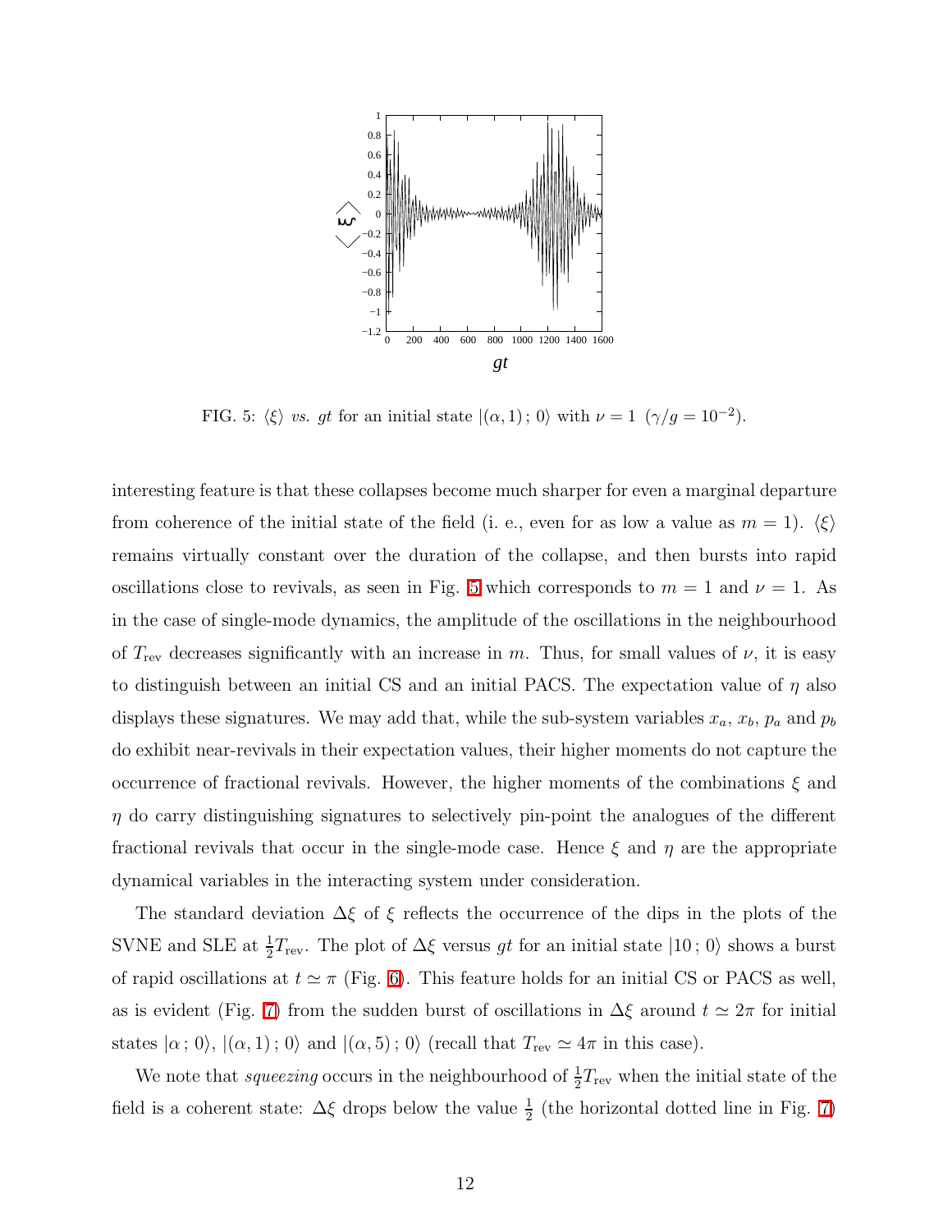FIG. 5: $\langle\xi\rangle$ *vs.* $gt$ for an initial state $|(\alpha, 1)\,;\,0\rangle$ with $\nu = 1$ $(\gamma/g = 10^{-2})$.

interesting feature is that these collapses become much sharper for even a marginal departure from coherence of the initial state of the field (i. e., even for as low a value as $m = 1$). $\langle\xi\rangle$ remains virtually constant over the duration of the collapse, and then bursts into rapid oscillations close to revivals, as seen in Fig. 5 which corresponds to $m = 1$ and $\nu = 1$. As in the case of single-mode dynamics, the amplitude of the oscillations in the neighbourhood of $T_{\rm rev}$ decreases significantly with an increase in $m$. Thus, for small values of $\nu$, it is easy to distinguish between an initial CS and an initial PACS. The expectation value of $\eta$ also displays these signatures. We may add that, while the sub-system variables $x_a$, $x_b$, $p_a$ and $p_b$ do exhibit near-revivals in their expectation values, their higher moments do not capture the occurrence of fractional revivals. However, the higher moments of the combinations $\xi$ and $\eta$ do carry distinguishing signatures to selectively pin-point the analogues of the different fractional revivals that occur in the single-mode case. Hence $\xi$ and $\eta$ are the appropriate dynamical variables in the interacting system under consideration.

The standard deviation $\Delta\xi$ of $\xi$ reflects the occurrence of the dips in the plots of the SVNE and SLE at $\frac{1}{2}T_{\rm rev}$. The plot of $\Delta\xi$ versus $gt$ for an initial state $|10\,;\,0\rangle$ shows a burst of rapid oscillations at $t \simeq \pi$ (Fig. 6). This feature holds for an initial CS or PACS as well, as is evident (Fig. 7) from the sudden burst of oscillations in $\Delta\xi$ around $t \simeq 2\pi$ for initial states $|\alpha\,;\,0\rangle$, $|(\alpha, 1)\,;\,0\rangle$ and $|(\alpha, 5)\,;\,0\rangle$ (recall that $T_{\rm rev} \simeq 4\pi$ in this case).

We note that *squeezing* occurs in the neighbourhood of $\frac{1}{2}T_{\rm rev}$ when the initial state of the field is a coherent state: $\Delta\xi$ drops below the value $\frac{1}{2}$ (the horizontal dotted line in Fig. 7)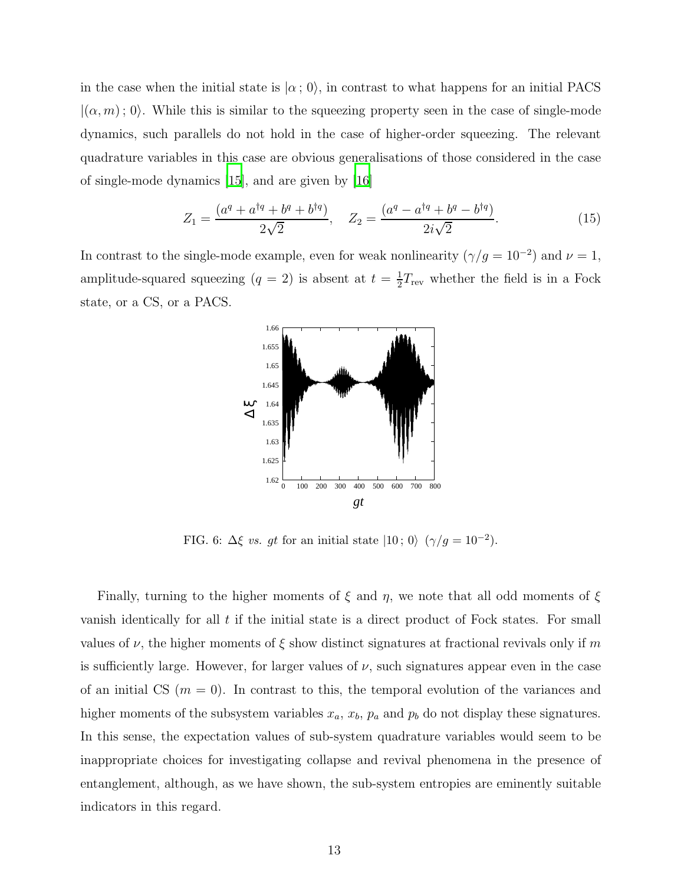in the case when the initial state is $|\alpha\,;\,0\rangle$, in contrast to what happens for an initial PACS $|(\alpha, m)\,;\,0\rangle$. While this is similar to the squeezing property seen in the case of single-mode dynamics, such parallels do not hold in the case of higher-order squeezing. The relevant quadrature variables in this case are obvious generalisations of those considered in the case of single-mode dynamics [15], and are given by [16]

$$Z_1 = \frac{(a^q + a^{\dagger q} + b^q + b^{\dagger q})}{2\sqrt{2}}, \quad Z_2 = \frac{(a^q - a^{\dagger q} + b^q - b^{\dagger q})}{2i\sqrt{2}}. \tag{15}$$

In contrast to the single-mode example, even for weak nonlinearity ($\gamma/g = 10^{-2}$) and $\nu = 1$, amplitude-squared squeezing ($q = 2$) is absent at $t = \frac{1}{2}T_{\rm rev}$ whether the field is in a Fock state, or a CS, or a PACS.

FIG. 6: $\Delta\xi$ *vs.* $gt$ for an initial state $|10\,;\,0\rangle$ ($\gamma/g = 10^{-2}$).

Finally, turning to the higher moments of $\xi$ and $\eta$, we note that all odd moments of $\xi$ vanish identically for all $t$ if the initial state is a direct product of Fock states. For small values of $\nu$, the higher moments of $\xi$ show distinct signatures at fractional revivals only if $m$ is sufficiently large. However, for larger values of $\nu$, such signatures appear even in the case of an initial CS ($m = 0$). In contrast to this, the temporal evolution of the variances and higher moments of the subsystem variables $x_a$, $x_b$, $p_a$ and $p_b$ do not display these signatures. In this sense, the expectation values of sub-system quadrature variables would seem to be inappropriate choices for investigating collapse and revival phenomena in the presence of entanglement, although, as we have shown, the sub-system entropies are eminently suitable indicators in this regard.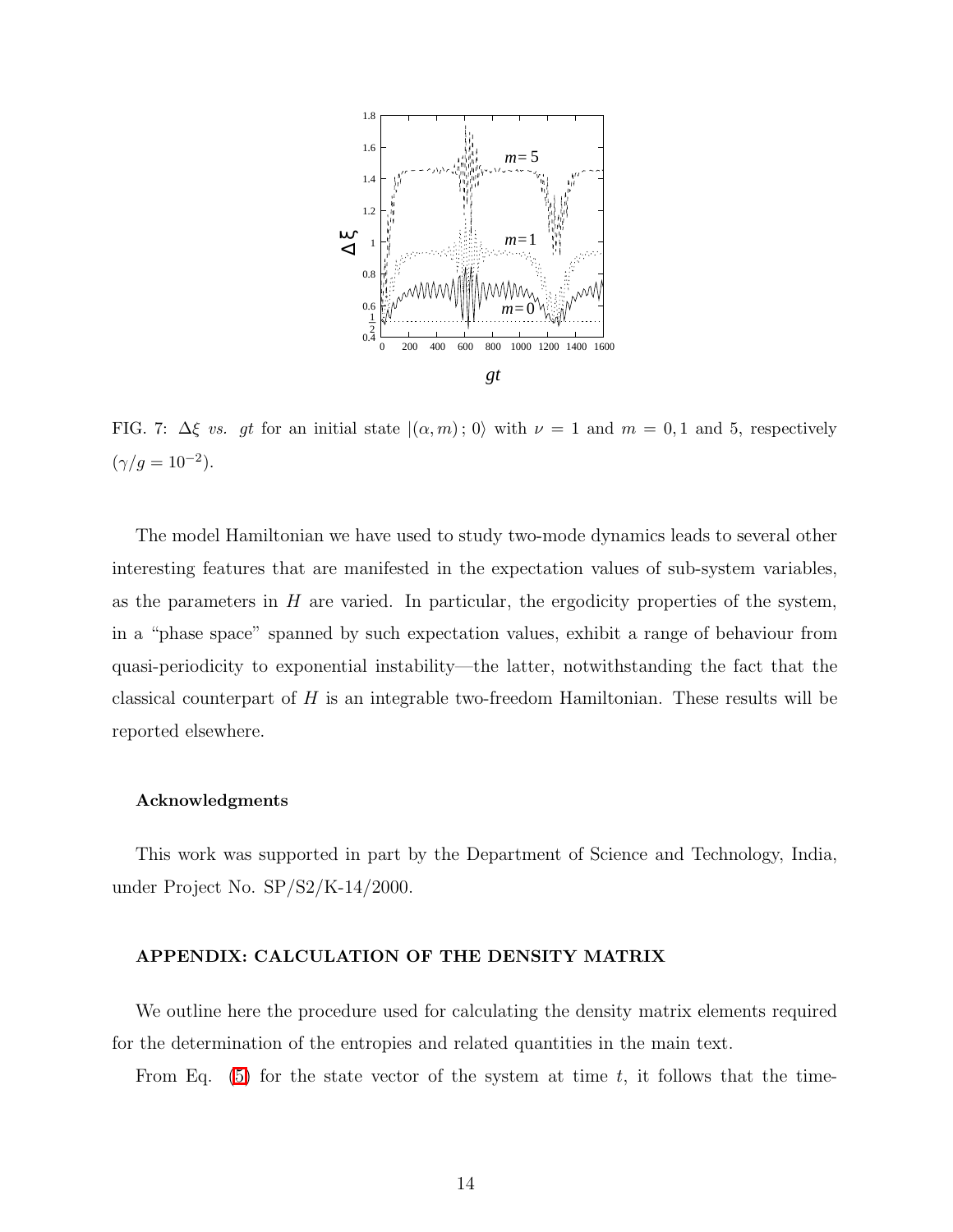FIG. 7: $\Delta\xi$ *vs.* $gt$ for an initial state $|(\alpha, m)\,;\,0\rangle$ with $\nu = 1$ and $m = 0, 1$ and 5, respectively ($\gamma/g = 10^{-2}$).

The model Hamiltonian we have used to study two-mode dynamics leads to several other interesting features that are manifested in the expectation values of sub-system variables, as the parameters in $H$ are varied. In particular, the ergodicity properties of the system, in a "phase space" spanned by such expectation values, exhibit a range of behaviour from quasi-periodicity to exponential instability—the latter, notwithstanding the fact that the classical counterpart of $H$ is an integrable two-freedom Hamiltonian. These results will be reported elsewhere.

#### Acknowledgments

This work was supported in part by the Department of Science and Technology, India, under Project No. SP/S2/K-14/2000.

### APPENDIX: CALCULATION OF THE DENSITY MATRIX

We outline here the procedure used for calculating the density matrix elements required for the determination of the entropies and related quantities in the main text.

From Eq. (5) for the state vector of the system at time $t$, it follows that the time-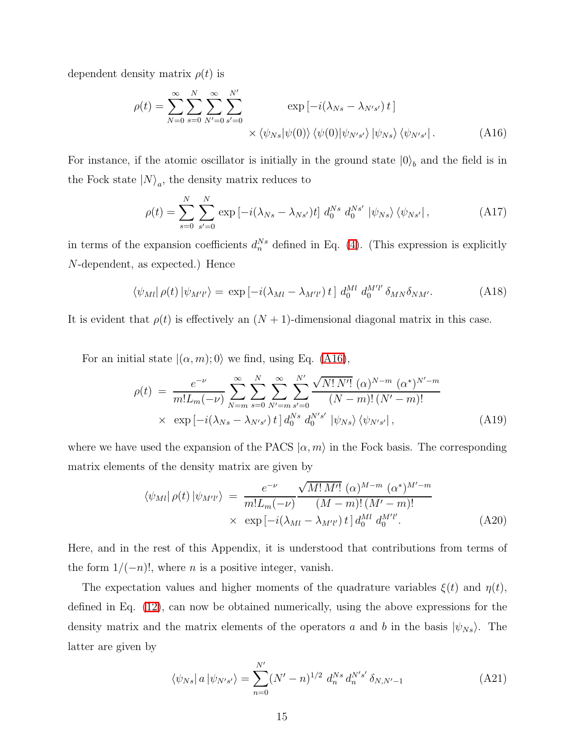dependent density matrix $\rho(t)$ is

$$\rho(t) = \sum_{N=0}^{\infty} \sum_{s=0}^{N} \sum_{N'=0}^{\infty} \sum_{s'=0}^{N'} \exp\left[-i(\lambda_{Ns} - \lambda_{N's'})\, t\right] \times \langle \psi_{Ns} | \psi(0) \rangle \, \langle \psi(0) | \psi_{N's'} \rangle \, |\psi_{Ns}\rangle \, \langle \psi_{N's'}| \,. \tag{A16}$$

For instance, if the atomic oscillator is initially in the ground state $|0\rangle_b$ and the field is in the Fock state $|N\rangle_a$, the density matrix reduces to

$$\rho(t) = \sum_{s=0}^{N} \sum_{s'=0}^{N} \exp\left[-i(\lambda_{Ns} - \lambda_{Ns'})t\right] \, d_0^{Ns} \, d_0^{Ns'} \, |\psi_{Ns}\rangle \, \langle \psi_{Ns'}| \,, \tag{A17}$$

in terms of the expansion coefficients $d_n^{Ns}$ defined in Eq. (4). (This expression is explicitly $N$-dependent, as expected.) Hence

$$\langle \psi_{Ml} | \, \rho(t) \, | \psi_{M'l'} \rangle = \exp\left[-i(\lambda_{Ml} - \lambda_{M'l'})\, t\right] \, d_0^{Ml} \, d_0^{M'l'} \, \delta_{MN} \delta_{NM'}. \tag{A18}$$

It is evident that $\rho(t)$ is effectively an $(N+1)$-dimensional diagonal matrix in this case.

For an initial state $|(\alpha, m); 0\rangle$ we find, using Eq. (A16),

$$\begin{aligned}
\rho(t) \; &= \; \frac{e^{-\nu}}{m! L_m(-\nu)} \sum_{N=m}^{\infty} \sum_{s=0}^{N} \sum_{N'=m}^{\infty} \sum_{s'=0}^{N'} \frac{\sqrt{N!\, N'!}\; (\alpha)^{N-m} \; (\alpha^*)^{N'-m}}{(N-m)!\, (N'-m)!} \\
&\quad \times \; \exp\left[-i(\lambda_{Ns} - \lambda_{N's'})\, t\right] d_0^{Ns} \; d_0^{N's'} \; |\psi_{Ns}\rangle \, \langle \psi_{N's'}| \,,
\end{aligned} \tag{A19}$$

where we have used the expansion of the PACS $|\alpha, m\rangle$ in the Fock basis. The corresponding matrix elements of the density matrix are given by

$$\begin{aligned}
\langle \psi_{Ml} | \, \rho(t) \, | \psi_{M'l'} \rangle \; &= \; \frac{e^{-\nu}}{m! L_m(-\nu)} \frac{\sqrt{M!\, M'!}\; (\alpha)^{M-m} \; (\alpha^*)^{M'-m}}{(M-m)!\, (M'-m)!} \\
&\quad \times \; \exp\left[-i(\lambda_{Ml} - \lambda_{M'l'})\, t\right] d_0^{Ml} \; d_0^{M'l'}.
\end{aligned} \tag{A20}$$

Here, and in the rest of this Appendix, it is understood that contributions from terms of the form $1/(-n)!$, where $n$ is a positive integer, vanish.

The expectation values and higher moments of the quadrature variables $\xi(t)$ and $\eta(t)$, defined in Eq. (12), can now be obtained numerically, using the above expressions for the density matrix and the matrix elements of the operators $a$ and $b$ in the basis $|\psi_{Ns}\rangle$. The latter are given by

$$\langle \psi_{Ns} | \, a \, | \psi_{N's'} \rangle = \sum_{n=0}^{N'} (N' - n)^{1/2} \; d_n^{Ns} \, d_n^{N's'} \, \delta_{N, N'-1} \tag{A21}$$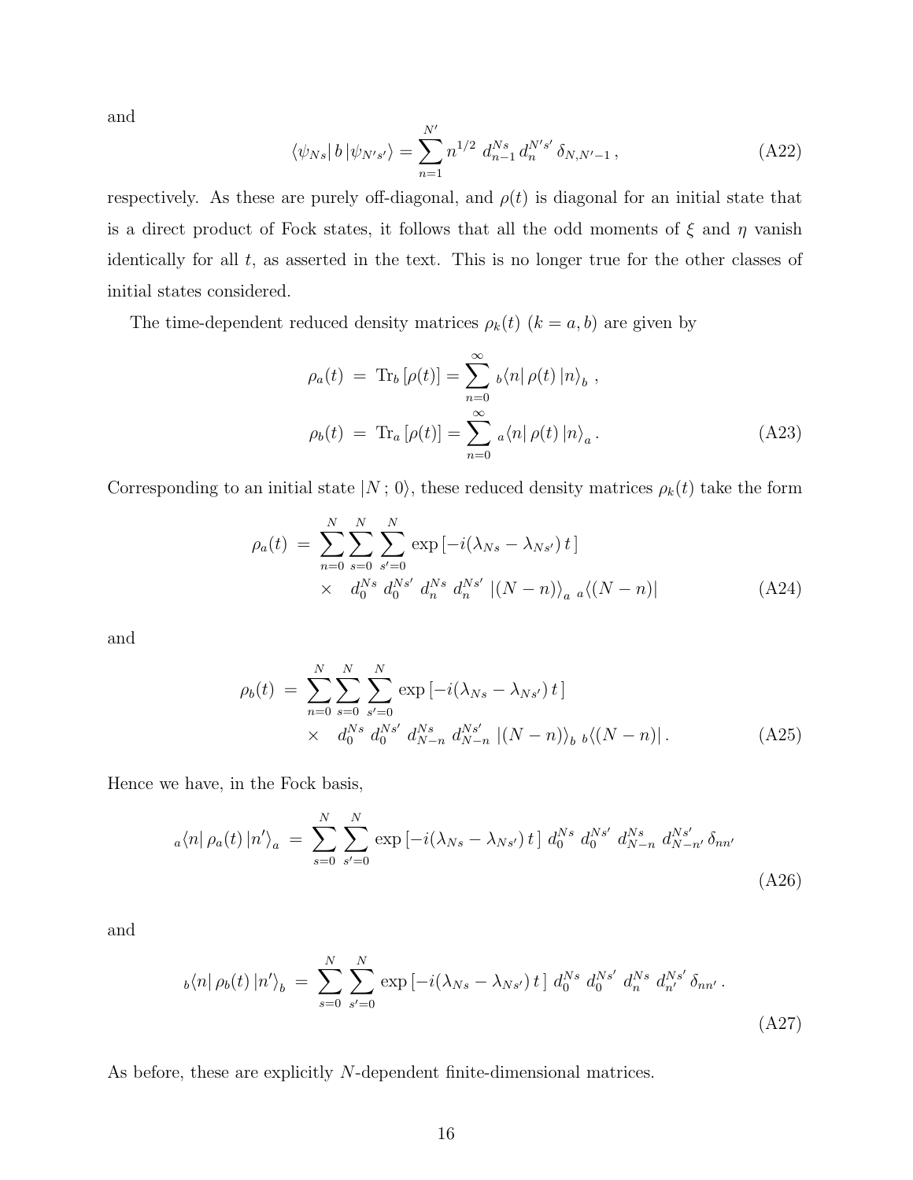and

$$\langle \psi_{Ns} |\, b \,| \psi_{N's'} \rangle = \sum_{n=1}^{N'} n^{1/2} \; d_{n-1}^{Ns} \, d_{n}^{N's'} \, \delta_{N,N'-1} \,, \tag{A22}$$

respectively. As these are purely off-diagonal, and $\rho(t)$ is diagonal for an initial state that is a direct product of Fock states, it follows that all the odd moments of $\xi$ and $\eta$ vanish identically for all $t$, as asserted in the text. This is no longer true for the other classes of initial states considered.

The time-dependent reduced density matrices $\rho_k(t)$ $(k = a, b)$ are given by

$$\begin{aligned} \rho_a(t) \; &= \; \mathrm{Tr}_b \left[ \rho(t) \right] = \sum_{n=0}^{\infty} {}_b\langle n |\, \rho(t) \,| n \rangle_b \;, \\ \rho_b(t) \; &= \; \mathrm{Tr}_a \left[ \rho(t) \right] = \sum_{n=0}^{\infty} {}_a\langle n |\, \rho(t) \,| n \rangle_a \,. \end{aligned} \tag{A23}$$

Corresponding to an initial state $|N\,;\,0\rangle$, these reduced density matrices $\rho_k(t)$ take the form

$$\begin{aligned} \rho_a(t) \; = \; & \sum_{n=0}^{N} \sum_{s=0}^{N} \sum_{s'=0}^{N} \exp\left[ -i(\lambda_{Ns} - \lambda_{Ns'})\, t \,\right] \\ & \times \;\; d_0^{Ns} \; d_0^{Ns'} \; d_n^{Ns} \; d_n^{Ns'} \; |(N-n)\rangle_a \; {}_a\langle (N-n)| \end{aligned} \tag{A24}$$

and

$$\begin{aligned} \rho_b(t) \; = \; & \sum_{n=0}^{N} \sum_{s=0}^{N} \sum_{s'=0}^{N} \exp\left[ -i(\lambda_{Ns} - \lambda_{Ns'})\, t \,\right] \\ & \times \;\; d_0^{Ns} \; d_0^{Ns'} \; d_{N-n}^{Ns} \; d_{N-n}^{Ns'} \; |(N-n)\rangle_b \; {}_b\langle (N-n)| \,. \end{aligned} \tag{A25}$$

Hence we have, in the Fock basis,

$${}_a\langle n |\, \rho_a(t) \,| n' \rangle_a \; = \; \sum_{s=0}^{N} \sum_{s'=0}^{N} \exp\left[ -i(\lambda_{Ns} - \lambda_{Ns'})\, t \,\right] \; d_0^{Ns} \; d_0^{Ns'} \; d_{N-n}^{Ns} \; d_{N-n'}^{Ns'} \, \delta_{nn'} \tag{A26}$$

and

$${}_b\langle n |\, \rho_b(t) \,| n' \rangle_b \; = \; \sum_{s=0}^{N} \sum_{s'=0}^{N} \exp\left[ -i(\lambda_{Ns} - \lambda_{Ns'})\, t \,\right] \; d_0^{Ns} \; d_0^{Ns'} \; d_{n}^{Ns} \; d_{n'}^{Ns'} \, \delta_{nn'} \,. \tag{A27}$$

As before, these are explicitly $N$-dependent finite-dimensional matrices.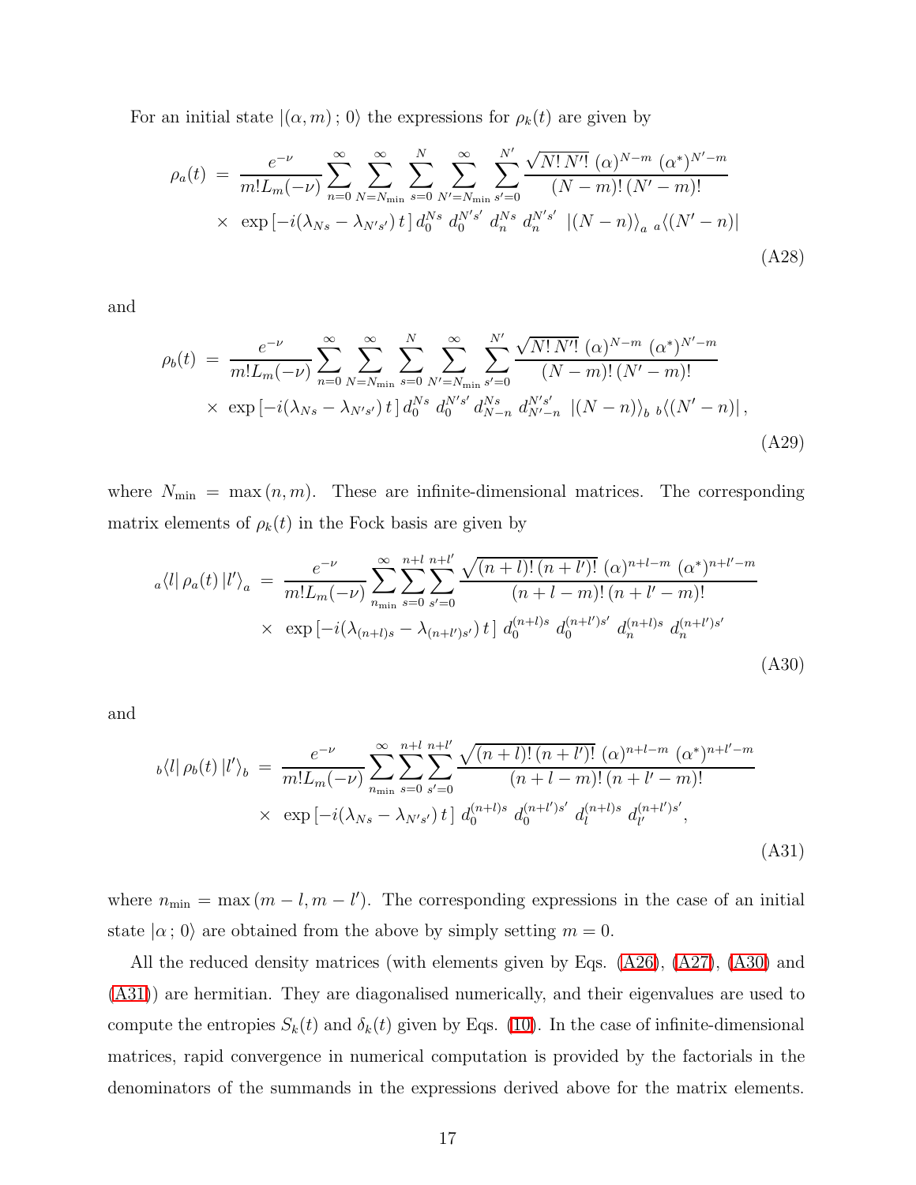For an initial state $|(\alpha, m)\,;\,0\rangle$ the expressions for $\rho_k(t)$ are given by

$$\begin{aligned}
\rho_a(t) \;=\; & \frac{e^{-\nu}}{m!L_m(-\nu)} \sum_{n=0}^{\infty} \sum_{N=N_{\min}}^{\infty} \sum_{s=0}^{N} \sum_{N'=N_{\min}}^{\infty} \sum_{s'=0}^{N'} \frac{\sqrt{N!\,N'!}\;(\alpha)^{N-m}\;(\alpha^*)^{N'-m}}{(N-m)!\,(N'-m)!} \\
& \times\;\exp\left[-i(\lambda_{Ns} - \lambda_{N's'})\,t\right] d_0^{Ns}\;d_0^{N's'}\;d_n^{Ns}\;d_n^{N's'}\;\;|(N-n)\rangle_a\;{}_a\langle(N'-n)|
\end{aligned} \tag{A28}$$

and

$$\begin{aligned}
\rho_b(t) \;=\; & \frac{e^{-\nu}}{m!L_m(-\nu)} \sum_{n=0}^{\infty} \sum_{N=N_{\min}}^{\infty} \sum_{s=0}^{N} \sum_{N'=N_{\min}}^{\infty} \sum_{s'=0}^{N'} \frac{\sqrt{N!\,N'!}\;(\alpha)^{N-m}\;(\alpha^*)^{N'-m}}{(N-m)!\,(N'-m)!} \\
& \times\;\exp\left[-i(\lambda_{Ns} - \lambda_{N's'})\,t\right] d_0^{Ns}\;d_0^{N's'}\;d_{N-n}^{Ns}\;d_{N'-n}^{N's'}\;\;|(N-n)\rangle_b\;{}_b\langle(N'-n)|\,,
\end{aligned} \tag{A29}$$

where $N_{\min} = \max\,(n, m)$. These are infinite-dimensional matrices. The corresponding matrix elements of $\rho_k(t)$ in the Fock basis are given by

$$\begin{aligned}
{}_a\langle l|\,\rho_a(t)\,|l'\rangle_a \;=\; & \frac{e^{-\nu}}{m!L_m(-\nu)} \sum_{n_{\min}}^{\infty} \sum_{s=0}^{n+l} \sum_{s'=0}^{n+l'} \frac{\sqrt{(n+l)!\,(n+l')!}\;(\alpha)^{n+l-m}\;(\alpha^*)^{n+l'-m}}{(n+l-m)!\,(n+l'-m)!} \\
& \times\;\exp\left[-i(\lambda_{(n+l)s} - \lambda_{(n+l')s'})\,t\right]\;d_0^{(n+l)s}\;d_0^{(n+l')s'}\;d_n^{(n+l)s}\;d_n^{(n+l')s'}
\end{aligned} \tag{A30}$$

and

$$\begin{aligned}
{}_b\langle l|\,\rho_b(t)\,|l'\rangle_b \;=\; & \frac{e^{-\nu}}{m!L_m(-\nu)} \sum_{n_{\min}}^{\infty} \sum_{s=0}^{n+l} \sum_{s'=0}^{n+l'} \frac{\sqrt{(n+l)!\,(n+l')!}\;(\alpha)^{n+l-m}\;(\alpha^*)^{n+l'-m}}{(n+l-m)!\,(n+l'-m)!} \\
& \times\;\exp\left[-i(\lambda_{Ns} - \lambda_{N's'})\,t\right]\;d_0^{(n+l)s}\;d_0^{(n+l')s'}\;d_l^{(n+l)s}\;d_{l'}^{(n+l')s'},
\end{aligned} \tag{A31}$$

where $n_{\min} = \max\,(m-l, m-l')$. The corresponding expressions in the case of an initial state $|\alpha\,;\,0\rangle$ are obtained from the above by simply setting $m = 0$.

All the reduced density matrices (with elements given by Eqs. (A26), (A27), (A30) and (A31)) are hermitian. They are diagonalised numerically, and their eigenvalues are used to compute the entropies $S_k(t)$ and $\delta_k(t)$ given by Eqs. (10). In the case of infinite-dimensional matrices, rapid convergence in numerical computation is provided by the factorials in the denominators of the summands in the expressions derived above for the matrix elements.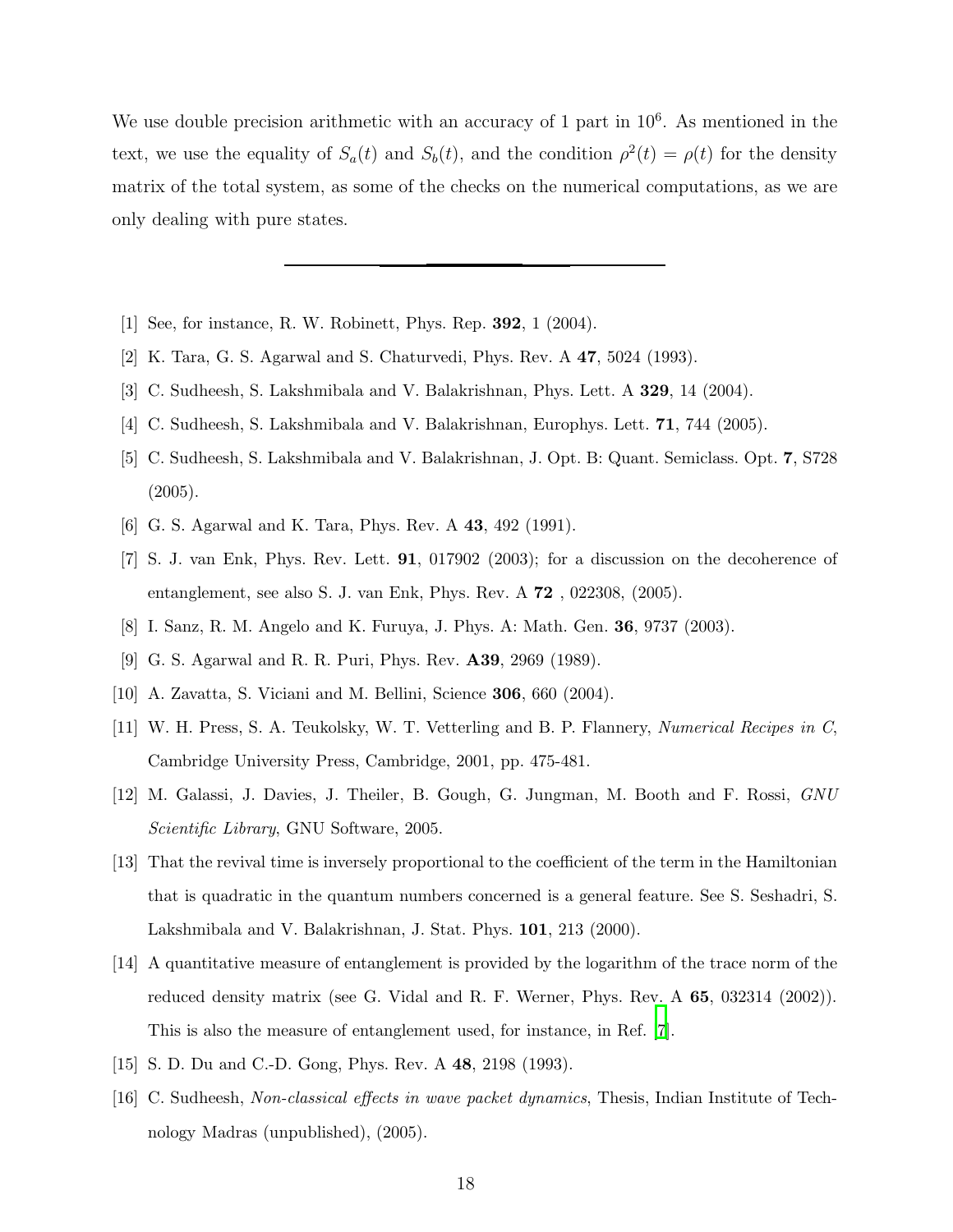We use double precision arithmetic with an accuracy of 1 part in $10^6$. As mentioned in the text, we use the equality of $S_a(t)$ and $S_b(t)$, and the condition $\rho^2(t) = \rho(t)$ for the density matrix of the total system, as some of the checks on the numerical computations, as we are only dealing with pure states.

---

[1] See, for instance, R. W. Robinett, Phys. Rep. **392**, 1 (2004).

[2] K. Tara, G. S. Agarwal and S. Chaturvedi, Phys. Rev. A **47**, 5024 (1993).

[3] C. Sudheesh, S. Lakshmibala and V. Balakrishnan, Phys. Lett. A **329**, 14 (2004).

[4] C. Sudheesh, S. Lakshmibala and V. Balakrishnan, Europhys. Lett. **71**, 744 (2005).

[5] C. Sudheesh, S. Lakshmibala and V. Balakrishnan, J. Opt. B: Quant. Semiclass. Opt. **7**, S728 (2005).

[6] G. S. Agarwal and K. Tara, Phys. Rev. A **43**, 492 (1991).

[7] S. J. van Enk, Phys. Rev. Lett. **91**, 017902 (2003); for a discussion on the decoherence of entanglement, see also S. J. van Enk, Phys. Rev. A **72** , 022308, (2005).

[8] I. Sanz, R. M. Angelo and K. Furuya, J. Phys. A: Math. Gen. **36**, 9737 (2003).

[9] G. S. Agarwal and R. R. Puri, Phys. Rev. **A39**, 2969 (1989).

[10] A. Zavatta, S. Viciani and M. Bellini, Science **306**, 660 (2004).

[11] W. H. Press, S. A. Teukolsky, W. T. Vetterling and B. P. Flannery, *Numerical Recipes in C*, Cambridge University Press, Cambridge, 2001, pp. 475-481.

[12] M. Galassi, J. Davies, J. Theiler, B. Gough, G. Jungman, M. Booth and F. Rossi, *GNU Scientific Library*, GNU Software, 2005.

[13] That the revival time is inversely proportional to the coefficient of the term in the Hamiltonian that is quadratic in the quantum numbers concerned is a general feature. See S. Seshadri, S. Lakshmibala and V. Balakrishnan, J. Stat. Phys. **101**, 213 (2000).

[14] A quantitative measure of entanglement is provided by the logarithm of the trace norm of the reduced density matrix (see G. Vidal and R. F. Werner, Phys. Rev. A **65**, 032314 (2002)). This is also the measure of entanglement used, for instance, in Ref. [7].

[15] S. D. Du and C.-D. Gong, Phys. Rev. A **48**, 2198 (1993).

[16] C. Sudheesh, *Non-classical effects in wave packet dynamics*, Thesis, Indian Institute of Technology Madras (unpublished), (2005).